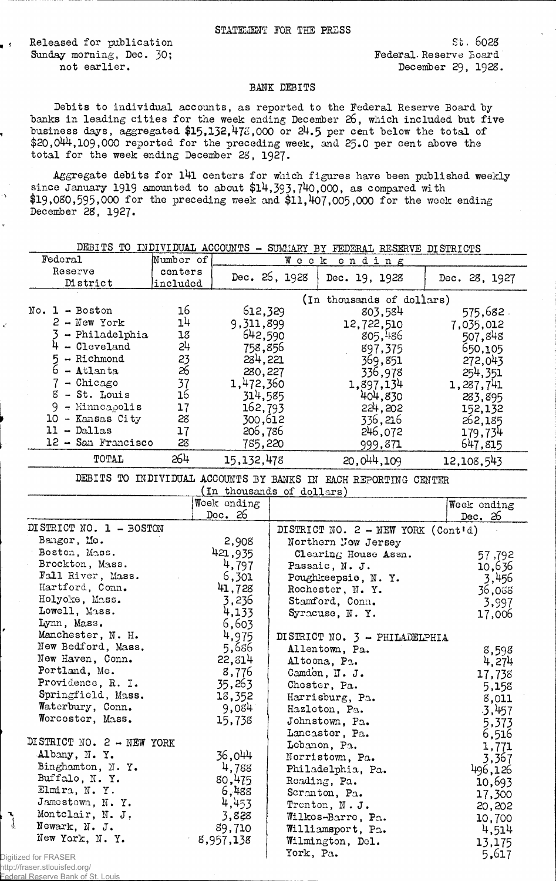STATEMENT FOR THE PRESS

Released for publication
Sunday morning, Dec. 30;
not earlier.

St. 6028
Federal Reserve Board
December 29, 1928.

## BANK DEBITS

Debits to individual accounts, as reported to the Federal Reserve Board by banks in leading cities for the week ending December 26, which included but five business days, aggregated $15,132,478,000 or 24.5 per cent below the total of $20,044,109,000 reported for the preceding week, and 25.0 per cent above the total for the week ending December 28, 1927.

Aggregate debits for 141 centers for which figures have been published weekly since January 1919 amounted to about $14,393,740,000, as compared with $19,080,595,000 for the preceding week and $11,407,005,000 for the week ending December 28, 1927.

DEBITS TO INDIVIDUAL ACCOUNTS - SUMMARY BY FEDERAL RESERVE DISTRICTS

| Federal Reserve District | Number of centers included | Week ending Dec. 26, 1928 | Week ending Dec. 19, 1928 | Week ending Dec. 28, 1927 |
|---|---|---|---|---|
| | | (In thousands of dollars) | | |
| No. 1 - Boston | 16 | 612,329 | 803,584 | 575,682 |
| 2 - New York | 14 | 9,311,899 | 12,722,510 | 7,035,012 |
| 3 - Philadelphia | 18 | 642,590 | 805,486 | 507,848 |
| 4 - Cleveland | 24 | 758,856 | 897,375 | 650,105 |
| 5 - Richmond | 23 | 284,221 | 369,851 | 272,043 |
| 6 - Atlanta | 26 | 280,227 | 336,978 | 254,351 |
| 7 - Chicago | 37 | 1,472,360 | 1,897,134 | 1,287,741 |
| 8 - St. Louis | 16 | 314,585 | 404,830 | 283,895 |
| 9 - Minneapolis | 17 | 162,793 | 224,202 | 152,132 |
| 10 - Kansas City | 28 | 300,612 | 336,216 | 262,185 |
| 11 - Dallas | 17 | 206,786 | 246,072 | 179,734 |
| 12 - San Francisco | 28 | 785,220 | 999,871 | 647,815 |
| TOTAL | 264 | 15,132,478 | 20,044,109 | 12,108,543 |

DEBITS TO INDIVIDUAL ACCOUNTS BY BANKS IN EACH REPORTING CENTER
(In thousands of dollars)

| | Week ending Dec. 26 | | Week ending Dec. 26 |
|---|---|---|---|
| DISTRICT NO. 1 - BOSTON | | DISTRICT NO. 2 - NEW YORK (Cont'd) | |
| Bangor, Me. | 2,908 | Northern New Jersey Clearing House Assn. | 57,792 |
| Boston, Mass. | 421,935 | Passaic, N. J. | 10,636 |
| Brockton, Mass. | 4,797 | Poughkeepsie, N. Y. | 3,456 |
| Fall River, Mass. | 6,301 | Rochester, N. Y. | 36,088 |
| Hartford, Conn. | 41,728 | Stamford, Conn. | 3,997 |
| Holyoke, Mass. | 3,236 | Syracuse, N. Y. | 17,006 |
| Lowell, Mass. | 4,133 | | |
| Lynn, Mass. | 6,603 | DISTRICT NO. 3 - PHILADELPHIA | |
| Manchester, N. H. | 4,975 | Allentown, Pa. | 8,598 |
| New Bedford, Mass. | 5,686 | Altoona, Pa. | 4,274 |
| New Haven, Conn. | 22,814 | Camden, N. J. | 17,738 |
| Portland, Me. | 8,776 | Chester, Pa. | 5,158 |
| Providence, R. I. | 35,263 | Harrisburg, Pa. | 8,011 |
| Springfield, Mass. | 18,352 | Hazleton, Pa. | 3,457 |
| Waterbury, Conn. | 9,084 | Johnstown, Pa. | 5,373 |
| Worcester, Mass. | 15,738 | Lancaster, Pa. | 6,516 |
| | | Lebanon, Pa. | 1,771 |
| DISTRICT NO. 2 - NEW YORK | | Norristown, Pa. | 3,367 |
| Albany, N. Y. | 36,044 | Philadelphia, Pa. | 496,126 |
| Binghamton, N. Y. | 4,788 | Reading, Pa. | 10,693 |
| Buffalo, N. Y. | 80,475 | Scranton, Pa. | 17,300 |
| Elmira, N. Y. | 6,488 | Trenton, N. J. | 20,202 |
| Jamestown, N. Y. | 4,453 | Wilkes-Barre, Pa. | 10,700 |
| Montclair, N. J. | 3,828 | Williamsport, Pa. | 4,514 |
| Newark, N. J. | 89,710 | Wilmington, Del. | 13,175 |
| New York, N. Y. | 8,957,138 | York, Pa. | 5,617 |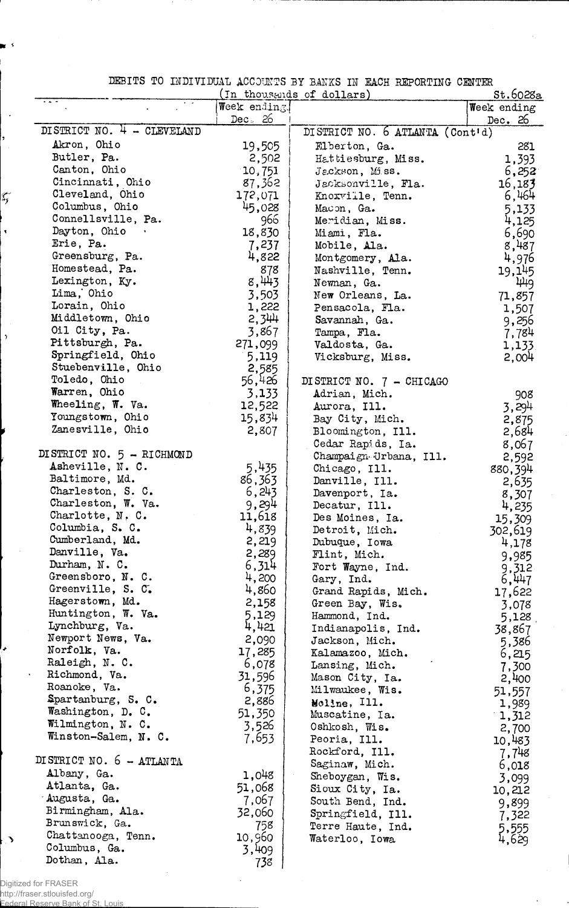St.6028a

## DEBITS TO INDIVIDUAL ACCOUNTS BY BANKS IN EACH REPORTING CENTER

(In thousands of dollars)

| | Week ending Dec. 26 |
|---|---|
| **DISTRICT NO. 4 - CLEVELAND** | |
| Akron, Ohio | 19,505 |
| Butler, Pa. | 2,502 |
| Canton, Ohio | 10,751 |
| Cincinnati, Ohio | 87,362 |
| Cleveland, Ohio | 172,071 |
| Columbus, Ohio | 45,028 |
| Connellsville, Pa. | 966 |
| Dayton, Ohio | 18,830 |
| Erie, Pa. | 7,237 |
| Greensburg, Pa. | 4,822 |
| Homestead, Pa. | 878 |
| Lexington, Ky. | 8,443 |
| Lima, Ohio | 3,503 |
| Lorain, Ohio | 1,222 |
| Middletown, Ohio | 2,344 |
| Oil City, Pa. | 3,867 |
| Pittsburgh, Pa. | 271,099 |
| Springfield, Ohio | 5,119 |
| Stuebenville, Ohio | 2,585 |
| Toledo, Ohio | 56,426 |
| Warren, Ohio | 3,133 |
| Wheeling, W. Va. | 12,522 |
| Youngstown, Ohio | 15,834 |
| Zanesville, Ohio | 2,807 |
| **DISTRICT NO. 5 - RICHMOND** | |
| Asheville, N. C. | 5,435 |
| Baltimore, Md. | 86,363 |
| Charleston, S. C. | 6,243 |
| Charleston, W. Va. | 9,294 |
| Charlotte, N. C. | 11,618 |
| Columbia, S. C. | 4,839 |
| Cumberland, Md. | 2,219 |
| Danville, Va. | 2,289 |
| Durham, N. C. | 6,314 |
| Greensboro, N. C. | 4,200 |
| Greenville, S. C. | 4,860 |
| Hagerstown, Md. | 2,158 |
| Huntington, W. Va. | 5,129 |
| Lynchburg, Va. | 4,421 |
| Newport News, Va. | 2,090 |
| Norfolk, Va. | 17,285 |
| Raleigh, N. C. | 6,078 |
| Richmond, Va. | 31,596 |
| Roanoke, Va. | 6,375 |
| Spartanburg, S. C. | 2,886 |
| Washington, D. C. | 51,350 |
| Wilmington, N. C. | 3,526 |
| Winston-Salem, N. C. | 7,653 |
| **DISTRICT NO. 6 - ATLANTA** | |
| Albany, Ga. | 1,048 |
| Atlanta, Ga. | 51,068 |
| Augusta, Ga. | 7,067 |
| Birmingham, Ala. | 32,060 |
| Brunswick, Ga. | 758 |
| Chattanooga, Tenn. | 10,960 |
| Columbus, Ga. | 3,409 |
| Dothan, Ala. | 738 |
| **DISTRICT NO. 6 ATLANTA (Cont'd)** | |
| Elberton, Ga. | 281 |
| Hattiesburg, Miss. | 1,393 |
| Jackson, Miss. | 6,252 |
| Jacksonville, Fla. | 16,183 |
| Knoxville, Tenn. | 6,464 |
| Macon, Ga. | 5,133 |
| Meridian, Miss. | 4,125 |
| Miami, Fla. | 6,690 |
| Mobile, Ala. | 8,487 |
| Montgomery, Ala. | 4,976 |
| Nashville, Tenn. | 19,145 |
| Newman, Ga. | 449 |
| New Orleans, La. | 71,857 |
| Pensacola, Fla. | 1,507 |
| Savannah, Ga. | 9,256 |
| Tampa, Fla. | 7,784 |
| Valdosta, Ga. | 1,133 |
| Vicksburg, Miss. | 2,004 |
| **DISTRICT NO. 7 - CHICAGO** | |
| Adrian, Mich. | 908 |
| Aurora, Ill. | 3,294 |
| Bay City, Mich. | 2,875 |
| Bloomington, Ill. | 2,684 |
| Cedar Rapids, Ia. | 8,067 |
| Champaign-Urbana, Ill. | 2,592 |
| Chicago, Ill. | 880,394 |
| Danville, Ill. | 2,635 |
| Davenport, Ia. | 8,307 |
| Decatur, Ill. | 4,235 |
| Des Moines, Ia. | 15,309 |
| Detroit, Mich. | 302,619 |
| Dubuque, Iowa | 4,178 |
| Flint, Mich. | 9,985 |
| Fort Wayne, Ind. | 9,312 |
| Gary, Ind. | 6,447 |
| Grand Rapids, Mich. | 17,622 |
| Green Bay, Wis. | 3,078 |
| Hammond, Ind. | 5,128 |
| Indianapolis, Ind. | 38,867 |
| Jackson, Mich. | 5,386 |
| Kalamazoo, Mich. | 6,215 |
| Lansing, Mich. | 7,300 |
| Mason City, Ia. | 2,400 |
| Milwaukee, Wis. | 51,557 |
| Moline, Ill. | 1,989 |
| Muscatine, Ia. | 1,312 |
| Oshkosh, Wis. | 2,700 |
| Peoria, Ill. | 10,483 |
| Rockford, Ill. | 7,748 |
| Saginaw, Mich. | 6,018 |
| Sheboygan, Wis. | 3,099 |
| Sioux City, Ia. | 10,212 |
| South Bend, Ind. | 9,899 |
| Springfield, Ill. | 7,322 |
| Terre Haute, Ind. | 5,555 |
| Waterloo, Iowa | 4,629 |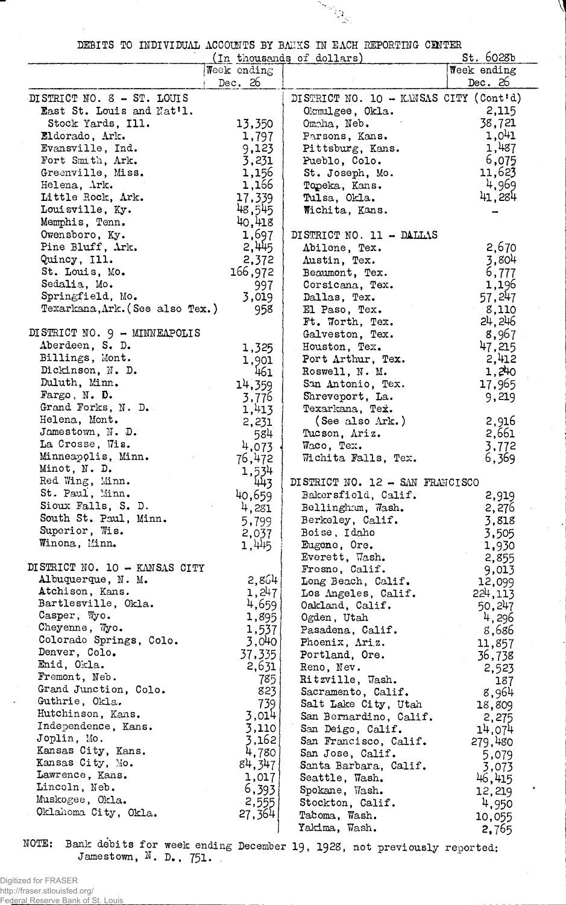DEBITS TO INDIVIDUAL ACCOUNTS BY BANKS IN EACH REPORTING CENTER

(In thousands of dollars)

St. 6028b

| | Week ending Dec. 26 | | Week ending Dec. 26 |
|---|---|---|---|
| DISTRICT NO. 8 - ST. LOUIS | | DISTRICT NO. 10 - KANSAS CITY (Cont'd) | |
| East St. Louis and Nat'l. Stock Yards, Ill. | 13,350 | Okmulgee, Okla. | 2,115 |
| Eldorado, Ark. | 1,797 | Omaha, Neb. | 38,721 |
| Evansville, Ind. | 9,123 | Parsons, Kans. | 1,041 |
| Fort Smith, Ark. | 3,231 | Pittsburg, Kans. | 1,487 |
| Greenville, Miss. | 1,156 | Pueblo, Colo. | 6,075 |
| Helena, Ark. | 1,166 | St. Joseph, Mo. | 11,623 |
| Little Rock, Ark. | 17,339 | Topeka, Kans. | 4,969 |
| Louisville, Ky. | 48,545 | Tulsa, Okla. | 41,284 |
| Memphis, Tenn. | 40,418 | Wichita, Kans. | - |
| Owensboro, Ky. | 1,697 | | |
| Pine Bluff, Ark. | 2,445 | DISTRICT NO. 11 - DALLAS | |
| Quincy, Ill. | 2,372 | Abilene, Tex. | 2,670 |
| St. Louis, Mo. | 166,972 | Austin, Tex. | 3,804 |
| Sedalia, Mo. | 997 | Beaumont, Tex. | 6,777 |
| Springfield, Mo. | 3,019 | Corsicana, Tex. | 1,196 |
| Texarkana, Ark. (See also Tex.) | 958 | Dallas, Tex. | 57,247 |
| | | El Paso, Tex. | 8,110 |
| DISTRICT NO. 9 - MINNEAPOLIS | | Ft. Worth, Tex. | 24,246 |
| Aberdeen, S. D. | 1,325 | Galveston, Tex. | 8,967 |
| Billings, Mont. | 1,901 | Houston, Tex. | 47,215 |
| Dickinson, N. D. | 461 | Port Arthur, Tex. | 2,412 |
| Duluth, Minn. | 14,359 | Roswell, N. M. | 1,240 |
| Fargo, N. D. | 3,776 | San Antonio, Tex. | 17,965 |
| Grand Forks, N. D. | 1,413 | Shreveport, La. | 9,219 |
| Helena, Mont. | 2,231 | Texarkana, Tex. (See also Ark.) | 2,916 |
| Jamestown, N. D. | 584 | Tucson, Ariz. | 2,661 |
| La Crosse, Wis. | 4,073 | Waco, Tex. | 3,772 |
| Minneapolis, Minn. | 76,472 | Wichita Falls, Tex. | 6,369 |
| Minot, N. D. | 1,534 | | |
| Red Wing, Minn. | 443 | DISTRICT NO. 12 - SAN FRANCISCO | |
| St. Paul, Minn. | 40,659 | Bakersfield, Calif. | 2,919 |
| Sioux Falls, S. D. | 4,281 | Bellingham, Wash. | 2,276 |
| South St. Paul, Minn. | 5,799 | Berkeley, Calif. | 3,818 |
| Superior, Wis. | 2,037 | Boise, Idaho | 3,505 |
| Winona, Minn. | 1,445 | Eugene, Ore. | 1,930 |
| | | Everett, Wash. | 2,855 |
| DISTRICT NO. 10 - KANSAS CITY | | Fresno, Calif. | 9,013 |
| Albuquerque, N. M. | 2,864 | Long Beach, Calif. | 12,099 |
| Atchison, Kans. | 1,247 | Los Angeles, Calif. | 224,113 |
| Bartlesville, Okla. | 4,659 | Oakland, Calif. | 50,247 |
| Casper, Wyo. | 1,895 | Ogden, Utah | 4,296 |
| Cheyenne, Wyo. | 1,537 | Pasadena, Calif. | 8,686 |
| Colorado Springs, Colo. | 3,040 | Phoenix, Ariz. | 11,857 |
| Denver, Colo. | 37,335 | Portland, Ore. | 36,738 |
| Enid, Okla. | 2,631 | Reno, Nev. | 2,523 |
| Fremont, Neb. | 785 | Ritzville, Wash. | 187 |
| Grand Junction, Colo. | 823 | Sacramento, Calif. | 8,964 |
| Guthrie, Okla. | 739 | Salt Lake City, Utah | 18,809 |
| Hutchinson, Kans. | 3,014 | San Bernardino, Calif. | 2,275 |
| Independence, Kans. | 3,110 | San Deigo, Calif. | 14,074 |
| Joplin, Mo. | 3,162 | San Francisco, Calif. | 279,480 |
| Kansas City, Kans. | 4,780 | San Jose, Calif. | 5,079 |
| Kansas City, Mo. | 84,347 | Santa Barbara, Calif. | 3,073 |
| Lawrence, Kans. | 1,017 | Seattle, Wash. | 46,415 |
| Lincoln, Neb. | 6,393 | Spokane, Wash. | 12,219 |
| Muskogee, Okla. | 2,555 | Stockton, Calif. | 4,950 |
| Oklahoma City, Okla. | 27,364 | Tacoma, Wash. | 10,055 |
| | | Yakima, Wash. | 2,765 |

NOTE: Bank debits for week ending December 19, 1928, not previously reported: Jamestown, N. D., 751.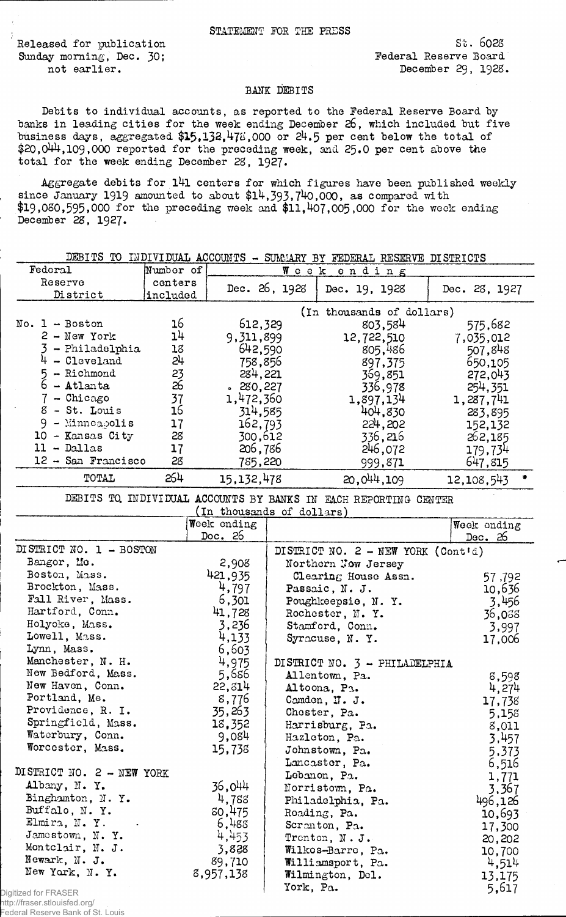STATEMENT FOR THE PRESS

Released for publication
Sunday morning, Dec. 30;
not earlier.

St. 6028
Federal Reserve Board
December 29, 1928.

## BANK DEBITS

Debits to individual accounts, as reported to the Federal Reserve Board by banks in leading cities for the week ending December 26, which included but five business days, aggregated $15,132,478,000 or 24.5 per cent below the total of $20,044,109,000 reported for the preceding week, and 25.0 per cent above the total for the week ending December 28, 1927.

Aggregate debits for 141 centers for which figures have been published weekly since January 1919 amounted to about $14,393,740,000, as compared with $19,080,595,000 for the preceding week and $11,407,005,000 for the week ending December 28, 1927.

DEBITS TO INDIVIDUAL ACCOUNTS - SUMMARY BY FEDERAL RESERVE DISTRICTS

| Federal Reserve District | Number of centers included | Week ending Dec. 26, 1928 | Week ending Dec. 19, 1928 | Week ending Dec. 28, 1927 |
|---|---|---|---|---|
| | | (In thousands of dollars) | | |
| No. 1 - Boston | 16 | 612,329 | 803,584 | 575,682 |
| 2 - New York | 14 | 9,311,899 | 12,722,510 | 7,035,012 |
| 3 - Philadelphia | 18 | 642,590 | 805,486 | 507,848 |
| 4 - Cleveland | 24 | 758,856 | 897,375 | 650,105 |
| 5 - Richmond | 23 | 284,221 | 369,851 | 272,043 |
| 6 - Atlanta | 26 | 280,227 | 336,978 | 254,351 |
| 7 - Chicago | 37 | 1,472,360 | 1,897,134 | 1,287,741 |
| 8 - St. Louis | 16 | 314,585 | 404,830 | 283,895 |
| 9 - Minneapolis | 17 | 162,793 | 224,202 | 152,132 |
| 10 - Kansas City | 28 | 300,612 | 336,216 | 262,185 |
| 11 - Dallas | 17 | 206,786 | 246,072 | 179,734 |
| 12 - San Francisco | 28 | 785,220 | 999,871 | 647,815 |
| TOTAL | 264 | 15,132,478 | 20,044,109 | 12,108,543 |

DEBITS TO INDIVIDUAL ACCOUNTS BY BANKS IN EACH REPORTING CENTER
(In thousands of dollars)

| | Week ending Dec. 26 | | Week ending Dec. 26 |
|---|---|---|---|
| DISTRICT NO. 1 - BOSTON | | DISTRICT NO. 2 - NEW YORK (Cont'd) | |
| Bangor, Me. | 2,908 | Northern New Jersey Clearing House Assn. | 57,792 |
| Boston, Mass. | 421,935 | Passaic, N. J. | 10,636 |
| Brockton, Mass. | 4,797 | Poughkeepsie, N. Y. | 3,456 |
| Fall River, Mass. | 6,301 | Rochester, N. Y. | 36,088 |
| Hartford, Conn. | 41,728 | Stamford, Conn. | 3,997 |
| Holyoke, Mass. | 3,236 | Syracuse, N. Y. | 17,006 |
| Lowell, Mass. | 4,133 | | |
| Lynn, Mass. | 6,603 | DISTRICT NO. 3 - PHILADELPHIA | |
| Manchester, N. H. | 4,975 | Allentown, Pa. | 8,598 |
| New Bedford, Mass. | 5,686 | Altoona, Pa. | 4,274 |
| New Haven, Conn. | 22,814 | Camden, N. J. | 17,738 |
| Portland, Me. | 8,776 | Chester, Pa. | 5,158 |
| Providence, R. I. | 35,263 | Harrisburg, Pa. | 8,011 |
| Springfield, Mass. | 18,352 | Hazleton, Pa. | 3,457 |
| Waterbury, Conn. | 9,084 | Johnstown, Pa. | 5,373 |
| Worcester, Mass. | 15,738 | Lancaster, Pa. | 6,516 |
| DISTRICT NO. 2 - NEW YORK | | Lebanon, Pa. | 1,771 |
| Albany, N. Y. | 36,044 | Norristown, Pa. | 3,367 |
| Binghamton, N. Y. | 4,788 | Philadelphia, Pa. | 496,126 |
| Buffalo, N. Y. | 80,475 | Reading, Pa. | 10,693 |
| Elmira, N. Y. | 6,488 | Scranton, Pa. | 17,300 |
| Jamestown, N. Y. | 4,453 | Trenton, N. J. | 20,202 |
| Montclair, N. J. | 3,828 | Wilkes-Barre, Pa. | 10,700 |
| Newark, N. J. | 89,710 | Williamsport, Pa. | 4,514 |
| New York, N. Y. | 8,957,138 | Wilmington, Del. | 13,175 |
| | | York, Pa. | 5,617 |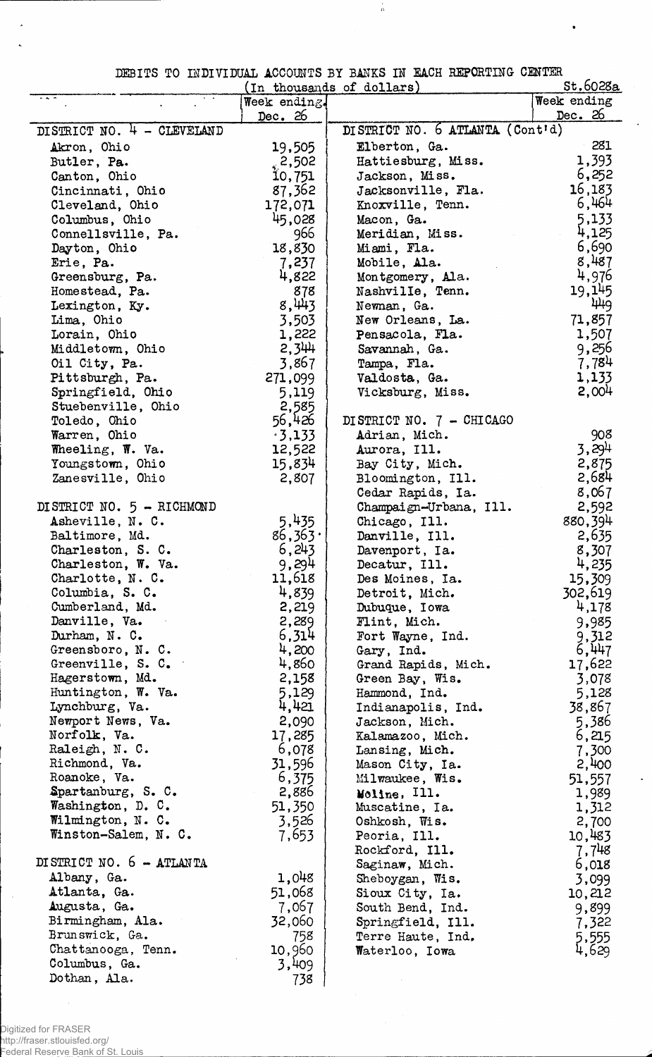St.6028a

DEBITS TO INDIVIDUAL ACCOUNTS BY BANKS IN EACH REPORTING CENTER

(In thousands of dollars)

| | Week ending Dec. 26 | | Week ending Dec. 26 |
|---|---|---|---|
| DISTRICT NO. 4 - CLEVELAND | | DISTRICT NO. 6 ATLANTA (Cont'd) | |
| Akron, Ohio | 19,505 | Elberton, Ga. | 281 |
| Butler, Pa. | 2,502 | Hattiesburg, Miss. | 1,393 |
| Canton, Ohio | 10,751 | Jackson, Miss. | 6,252 |
| Cincinnati, Ohio | 87,362 | Jacksonville, Fla. | 16,183 |
| Cleveland, Ohio | 172,071 | Knoxville, Tenn. | 6,464 |
| Columbus, Ohio | 45,028 | Macon, Ga. | 5,133 |
| Connellsville, Pa. | 966 | Meridian, Miss. | 4,125 |
| Dayton, Ohio | 18,830 | Miami, Fla. | 6,690 |
| Erie, Pa. | 7,237 | Mobile, Ala. | 8,487 |
| Greensburg, Pa. | 4,822 | Montgomery, Ala. | 4,976 |
| Homestead, Pa. | 878 | Nashville, Tenn. | 19,145 |
| Lexington, Ky. | 8,443 | Newnan, Ga. | 449 |
| Lima, Ohio | 3,503 | New Orleans, La. | 71,857 |
| Lorain, Ohio | 1,222 | Pensacola, Fla. | 1,507 |
| Middletown, Ohio | 2,344 | Savannah, Ga. | 9,256 |
| Oil City, Pa. | 3,867 | Tampa, Fla. | 7,784 |
| Pittsburgh, Pa. | 271,099 | Valdosta, Ga. | 1,133 |
| Springfield, Ohio | 5,119 | Vicksburg, Miss. | 2,004 |
| Stuebenville, Ohio | 2,585 | | |
| Toledo, Ohio | 56,426 | DISTRICT NO. 7 - CHICAGO | |
| Warren, Ohio | 3,133 | Adrian, Mich. | 908 |
| Wheeling, W. Va. | 12,522 | Aurora, Ill. | 3,294 |
| Youngstown, Ohio | 15,834 | Bay City, Mich. | 2,875 |
| Zanesville, Ohio | 2,807 | Bloomington, Ill. | 2,684 |
| | | Cedar Rapids, Ia. | 8,067 |
| DISTRICT NO. 5 - RICHMOND | | Champaign-Urbana, Ill. | 2,592 |
| Asheville, N. C. | 5,435 | Chicago, Ill. | 880,394 |
| Baltimore, Md. | 86,363 | Danville, Ill. | 2,635 |
| Charleston, S. C. | 6,243 | Davenport, Ia. | 8,307 |
| Charleston, W. Va. | 9,294 | Decatur, Ill. | 4,235 |
| Charlotte, N. C. | 11,618 | Des Moines, Ia. | 15,309 |
| Columbia, S. C. | 4,839 | Detroit, Mich. | 302,619 |
| Cumberland, Md. | 2,219 | Dubuque, Iowa | 4,178 |
| Danville, Va. | 2,289 | Flint, Mich. | 9,985 |
| Durham, N. C. | 6,314 | Fort Wayne, Ind. | 9,312 |
| Greensboro, N. C. | 4,200 | Gary, Ind. | 6,447 |
| Greenville, S. C. | 4,860 | Grand Rapids, Mich. | 17,622 |
| Hagerstown, Md. | 2,158 | Green Bay, Wis. | 3,078 |
| Huntington, W. Va. | 5,129 | Hammond, Ind. | 5,128 |
| Lynchburg, Va. | 4,421 | Indianapolis, Ind. | 38,867 |
| Newport News, Va. | 2,090 | Jackson, Mich. | 5,386 |
| Norfolk, Va. | 17,285 | Kalamazoo, Mich. | 6,215 |
| Raleigh, N. C. | 6,078 | Lansing, Mich. | 7,300 |
| Richmond, Va. | 31,596 | Mason City, Ia. | 2,400 |
| Roanoke, Va. | 6,375 | Milwaukee, Wis. | 51,557 |
| Spartanburg, S. C. | 2,886 | Moline, Ill. | 1,989 |
| Washington, D. C. | 51,350 | Muscatine, Ia. | 1,312 |
| Wilmington, N. C. | 3,526 | Oshkosh, Wis. | 2,700 |
| Winston-Salem, N. C. | 7,653 | Peoria, Ill. | 10,483 |
| | | Rockford, Ill. | 7,748 |
| DISTRICT NO. 6 - ATLANTA | | Saginaw, Mich. | 6,018 |
| Albany, Ga. | 1,048 | Sheboygan, Wis. | 3,099 |
| Atlanta, Ga. | 51,068 | Sioux City, Ia. | 10,212 |
| Augusta, Ga. | 7,067 | South Bend, Ind. | 9,899 |
| Birmingham, Ala. | 32,060 | Springfield, Ill. | 7,322 |
| Brunswick, Ga. | 758 | Terre Haute, Ind. | 5,555 |
| Chattanooga, Tenn. | 10,960 | Waterloo, Iowa | 4,629 |
| Columbus, Ga. | 3,409 | | |
| Dothan, Ala. | 738 | | |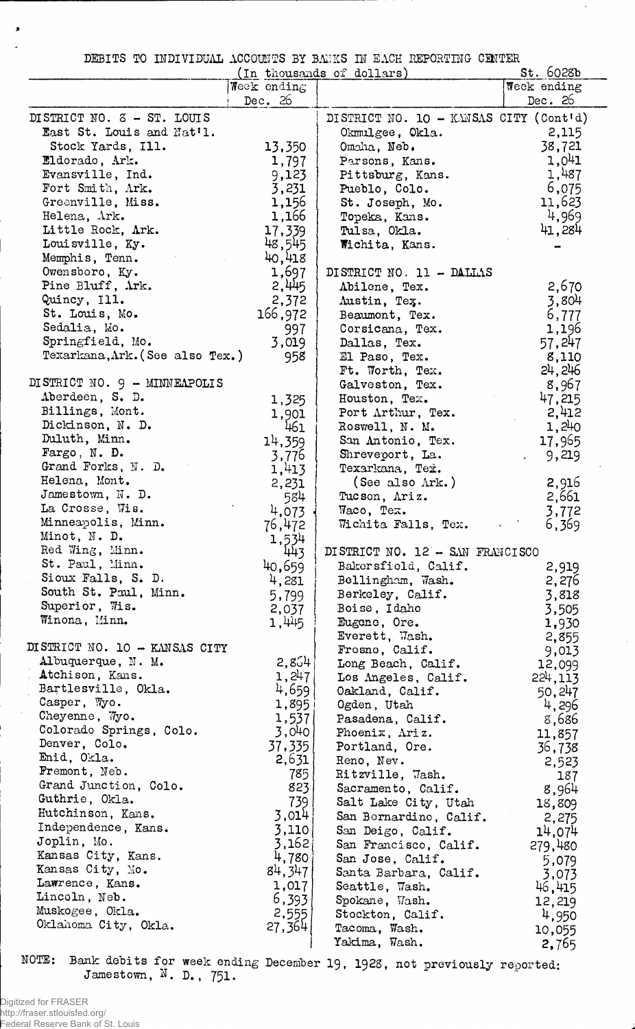DEBITS TO INDIVIDUAL ACCOUNTS BY BANKS IN EACH REPORTING CENTER

(In thousands of dollars)

St. 6028b

| | Week ending Dec. 26 | | Week ending Dec. 26 |
|---|---|---|---|
| DISTRICT NO. 8 - ST. LOUIS | | DISTRICT NO. 10 - KANSAS CITY (Cont'd) | |
| East St. Louis and Nat'l. Stock Yards, Ill. | 13,350 | Okmulgee, Okla. | 2,115 |
| Eldorado, Ark. | 1,797 | Omaha, Neb. | 38,721 |
| Evansville, Ind. | 9,123 | Parsons, Kans. | 1,041 |
| Fort Smith, Ark. | 3,231 | Pittsburg, Kans. | 1,487 |
| Greenville, Miss. | 1,156 | Pueblo, Colo. | 6,075 |
| Helena, Ark. | 1,166 | St. Joseph, Mo. | 11,623 |
| Little Rock, Ark. | 17,339 | Topeka, Kans. | 4,969 |
| Louisville, Ky. | 48,545 | Tulsa, Okla. | 41,284 |
| Memphis, Tenn. | 40,418 | Wichita, Kans. | - |
| Owensboro, Ky. | 1,697 | | |
| Pine Bluff, Ark. | 2,445 | DISTRICT NO. 11 - DALLAS | |
| Quincy, Ill. | 2,372 | Abilene, Tex. | 2,670 |
| St. Louis, Mo. | 166,972 | Austin, Tex. | 3,804 |
| Sedalia, Mo. | 997 | Beaumont, Tex. | 6,777 |
| Springfield, Mo. | 3,019 | Corsicana, Tex. | 1,196 |
| Texarkana, Ark. (See also Tex.) | 958 | Dallas, Tex. | 57,247 |
| | | El Paso, Tex. | 8,110 |
| DISTRICT NO. 9 - MINNEAPOLIS | | Ft. Worth, Tex. | 24,246 |
| Aberdeen, S. D. | 1,325 | Galveston, Tex. | 8,967 |
| Billings, Mont. | 1,901 | Houston, Tex. | 47,215 |
| Dickinson, N. D. | 461 | Port Arthur, Tex. | 2,412 |
| Duluth, Minn. | 14,359 | Roswell, N. M. | 1,240 |
| Fargo, N. D. | 3,776 | San Antonio, Tex. | 17,965 |
| Grand Forks, N. D. | 1,413 | Shreveport, La. | 9,219 |
| Helena, Mont. | 2,231 | Texarkana, Tex. (See also Ark.) | 2,916 |
| Jamestown, N. D. | 584 | Tucson, Ariz. | 2,661 |
| La Crosse, Wis. | 4,073 | Waco, Tex. | 3,772 |
| Minneapolis, Minn. | 76,472 | Wichita Falls, Tex. | 6,369 |
| Minot, N. D. | 1,534 | | |
| Red Wing, Minn. | 443 | DISTRICT NO. 12 - SAN FRANCISCO | |
| St. Paul, Minn. | 40,659 | Bakersfield, Calif. | 2,919 |
| Sioux Falls, S. D. | 4,281 | Bellingham, Wash. | 2,276 |
| South St. Paul, Minn. | 5,799 | Berkeley, Calif. | 3,818 |
| Superior, Wis. | 2,037 | Boise, Idaho | 3,505 |
| Winona, Minn. | 1,445 | Eugene, Ore. | 1,930 |
| | | Everett, Wash. | 2,855 |
| DISTRICT NO. 10 - KANSAS CITY | | Fresno, Calif. | 9,013 |
| Albuquerque, N. M. | 2,864 | Long Beach, Calif. | 12,099 |
| Atchison, Kans. | 1,247 | Los Angeles, Calif. | 224,113 |
| Bartlesville, Okla. | 4,659 | Oakland, Calif. | 50,247 |
| Casper, Wyo. | 1,895 | Ogden, Utah | 4,296 |
| Cheyenne, Wyo. | 1,537 | Pasadena, Calif. | 8,686 |
| Colorado Springs, Colo. | 3,040 | Phoenix, Ariz. | 11,857 |
| Denver, Colo. | 37,335 | Portland, Ore. | 36,738 |
| Enid, Okla. | 2,631 | Reno, Nev. | 2,523 |
| Fremont, Neb. | 785 | Ritzville, Wash. | 187 |
| Grand Junction, Colo. | 823 | Sacramento, Calif. | 8,964 |
| Guthrie, Okla. | 739 | Salt Lake City, Utah | 18,809 |
| Hutchinson, Kans. | 3,014 | San Bernardino, Calif. | 2,275 |
| Independence, Kans. | 3,110 | San Deigo, Calif. | 14,074 |
| Joplin, Mo. | 3,162 | San Francisco, Calif. | 279,480 |
| Kansas City, Kans. | 4,780 | San Jose, Calif. | 5,079 |
| Kansas City, Mo. | 84,347 | Santa Barbara, Calif. | 3,073 |
| Lawrence, Kans. | 1,017 | Seattle, Wash. | 46,415 |
| Lincoln, Neb. | 6,393 | Spokane, Wash. | 12,219 |
| Muskogee, Okla. | 2,555 | Stockton, Calif. | 4,950 |
| Oklahoma City, Okla. | 27,364 | Tacoma, Wash. | 10,055 |
| | | Yakima, Wash. | 2,765 |

NOTE: Bank debits for week ending December 19, 1928, not previously reported: Jamestown, N. D., 751.